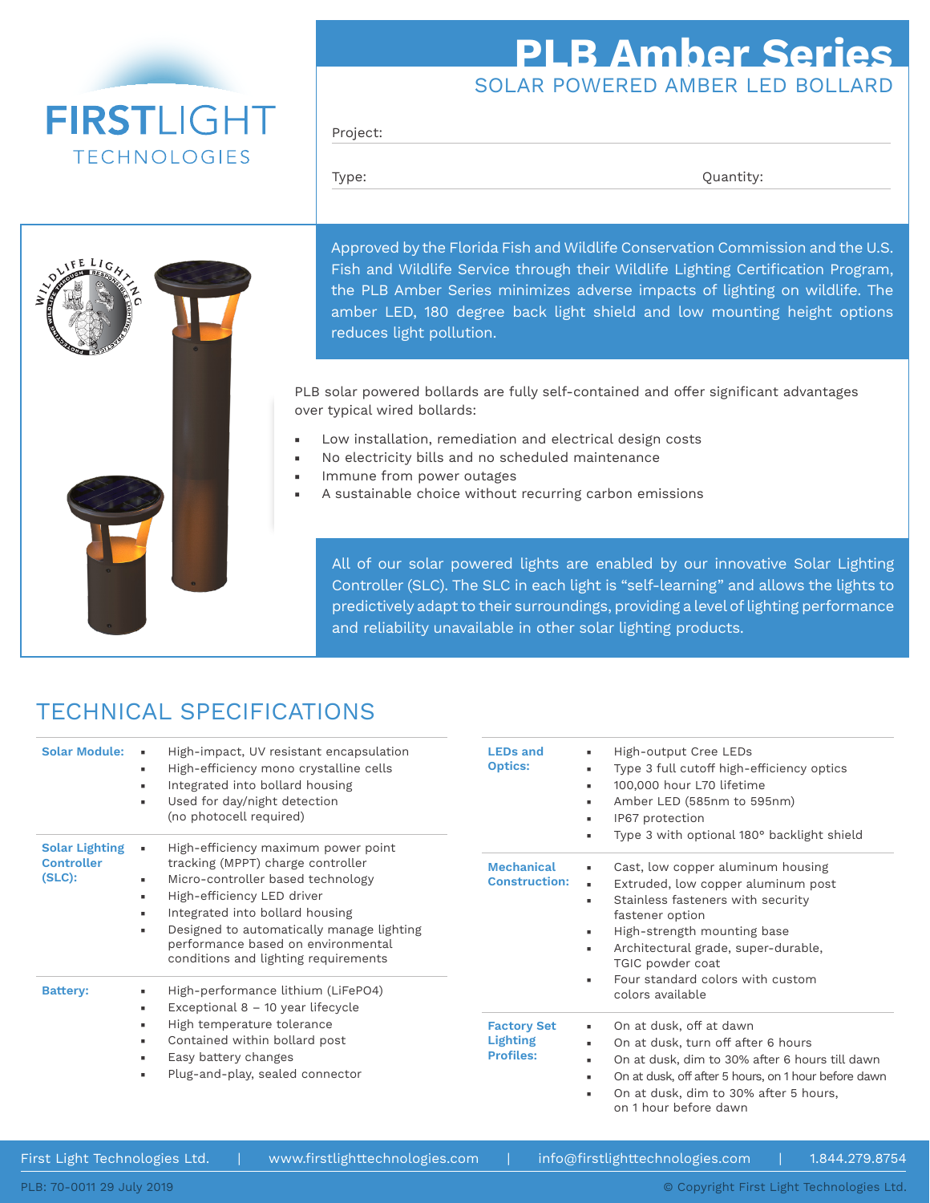FIRSTLIGHT TECHNOLOGIES

# PLB Amber Series

## SOLAR POWERED AMBER LED BOLLARD

Project:

Type: Quantity:

Approved by the Florida Fish and Wildlife Conservation Commission and the U.S. Fish and Wildlife Service through their Wildlife Lighting Certification Program, the PLB Amber Series minimizes adverse impacts of lighting on wildlife. The amber LED, 180 degree back light shield and low mounting height options reduces light pollution.

PLB solar powered bollards are fully self-contained and offer significant advantages over typical wired bollards:

- Low installation, remediation and electrical design costs
- No electricity bills and no scheduled maintenance
- Immune from power outages
- A sustainable choice without recurring carbon emissions

All of our solar powered lights are enabled by our innovative Solar Lighting Controller (SLC). The SLC in each light is "self-learning" and allows the lights to predictively adapt to their surroundings, providing a level of lighting performance and reliability unavailable in other solar lighting products.

## TECHNICAL SPECIFICATIONS

**Solar Module:**
- High-impact, UV resistant encapsulation
- High-efficiency mono crystalline cells
- Integrated into bollard housing
- Used for day/night detection (no photocell required)

**Solar Lighting Controller (SLC):**
- High-efficiency maximum power point tracking (MPPT) charge controller
- Micro-controller based technology
- High-efficiency LED driver
- Integrated into bollard housing
- Designed to automatically manage lighting performance based on environmental conditions and lighting requirements

**Battery:**
- High-performance lithium (LiFePO4)
- Exceptional 8 – 10 year lifecycle
- High temperature tolerance
- Contained within bollard post
- Easy battery changes
- Plug-and-play, sealed connector

**LEDs and Optics:**
- High-output Cree LEDs
- Type 3 full cutoff high-efficiency optics
- 100,000 hour L70 lifetime
- Amber LED (585nm to 595nm)
- IP67 protection
- Type 3 with optional 180° backlight shield

**Mechanical Construction:**
- Cast, low copper aluminum housing
- Extruded, low copper aluminum post
- Stainless fasteners with security fastener option
- High-strength mounting base
- Architectural grade, super-durable, TGIC powder coat
- Four standard colors with custom colors available

**Factory Set Lighting Profiles:**
- On at dusk, off at dawn
- On at dusk, turn off after 6 hours
- On at dusk, dim to 30% after 6 hours till dawn
- On at dusk, off after 5 hours, on 1 hour before dawn
- On at dusk, dim to 30% after 5 hours, on 1 hour before dawn

First Light Technologies Ltd. | www.firstlighttechnologies.com | info@firstlighttechnologies.com | 1.844.279.8754

PLB: 70-0011 29 July 2019

© Copyright First Light Technologies Ltd.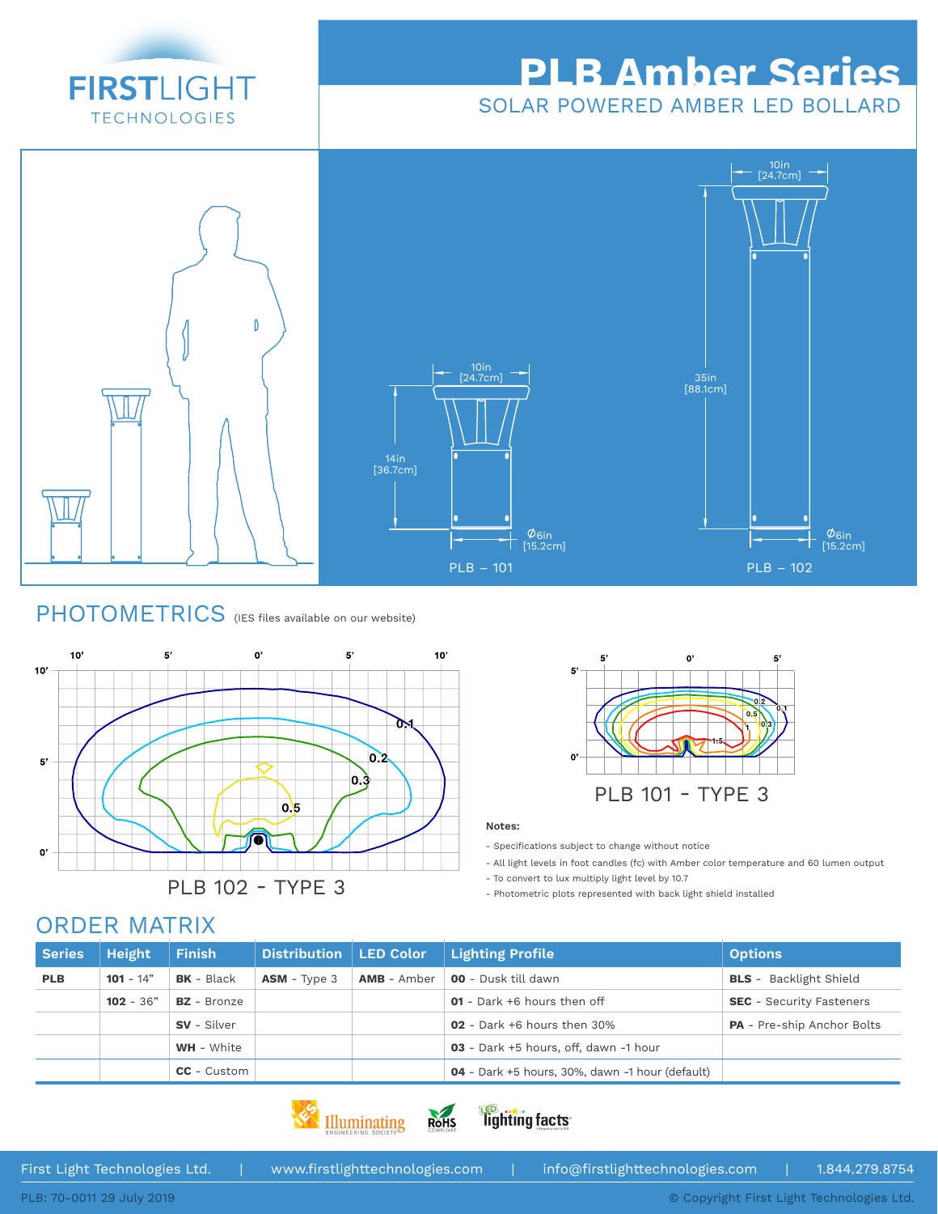FIRSTLIGHT
TECHNOLOGIES

# PLB Amber Series

## SOLAR POWERED AMBER LED BOLLARD

10in
[24.7cm]

14in
[36.7cm]

Ø6in
[15.2cm]

PLB – 101

10in
[24.7cm]

35in
[88.1cm]

Ø6in
[15.2cm]

PLB – 102

## PHOTOMETRICS (IES files available on our website)

10' 5' 0' 5' 10'
10'
5'
0'
0.1
0.2
0.3
0.5

PLB 102 - TYPE 3

5' 0' 5'
5'
0'
0.2
0.1
0.5
0.3
1
1.5

PLB 101 - TYPE 3

**Notes:**

- Specifications subject to change without notice
- All light levels in foot candles (fc) with Amber color temperature and 60 lumen output
- To convert to lux multiply light level by 10.7
- Photometric plots represented with back light shield installed

## ORDER MATRIX

| Series | Height | Finish | Distribution | LED Color | Lighting Profile | Options |
|---|---|---|---|---|---|---|
| **PLB** | **101** - 14" | **BK** - Black | **ASM** - Type 3 | **AMB** - Amber | **00** - Dusk till dawn | **BLS** - Backlight Shield |
| | **102** - 36" | **BZ** - Bronze | | | **01** - Dark +6 hours then off | **SEC** - Security Fasteners |
| | | **SV** - Silver | | | **02** - Dark +6 hours then 30% | **PA** - Pre-ship Anchor Bolts |
| | | **WH** - White | | | **03** - Dark +5 hours, off, dawn -1 hour | |
| | | **CC** - Custom | | | **04** - Dark +5 hours, 30%, dawn -1 hour (default) | |

First Light Technologies Ltd. | www.firstlighttechnologies.com | info@firstlighttechnologies.com | 1.844.279.8754

PLB: 70-0011 29 July 2019 © Copyright First Light Technologies Ltd.